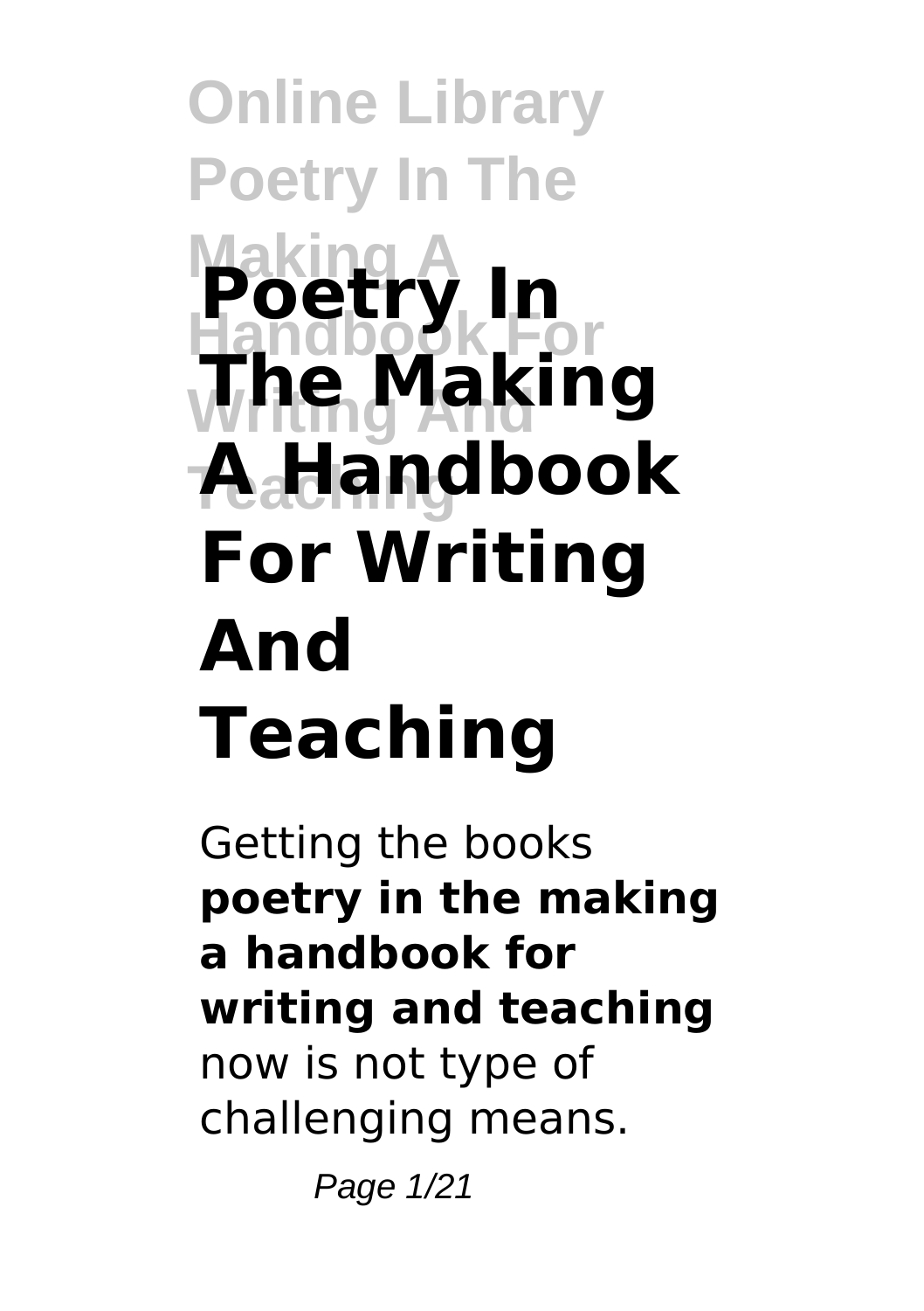# Poetry In The Making A Handbook For Writing And Teaching

Getting the books **poetry in the making a handbook for writing and teaching** now is not type of challenging means.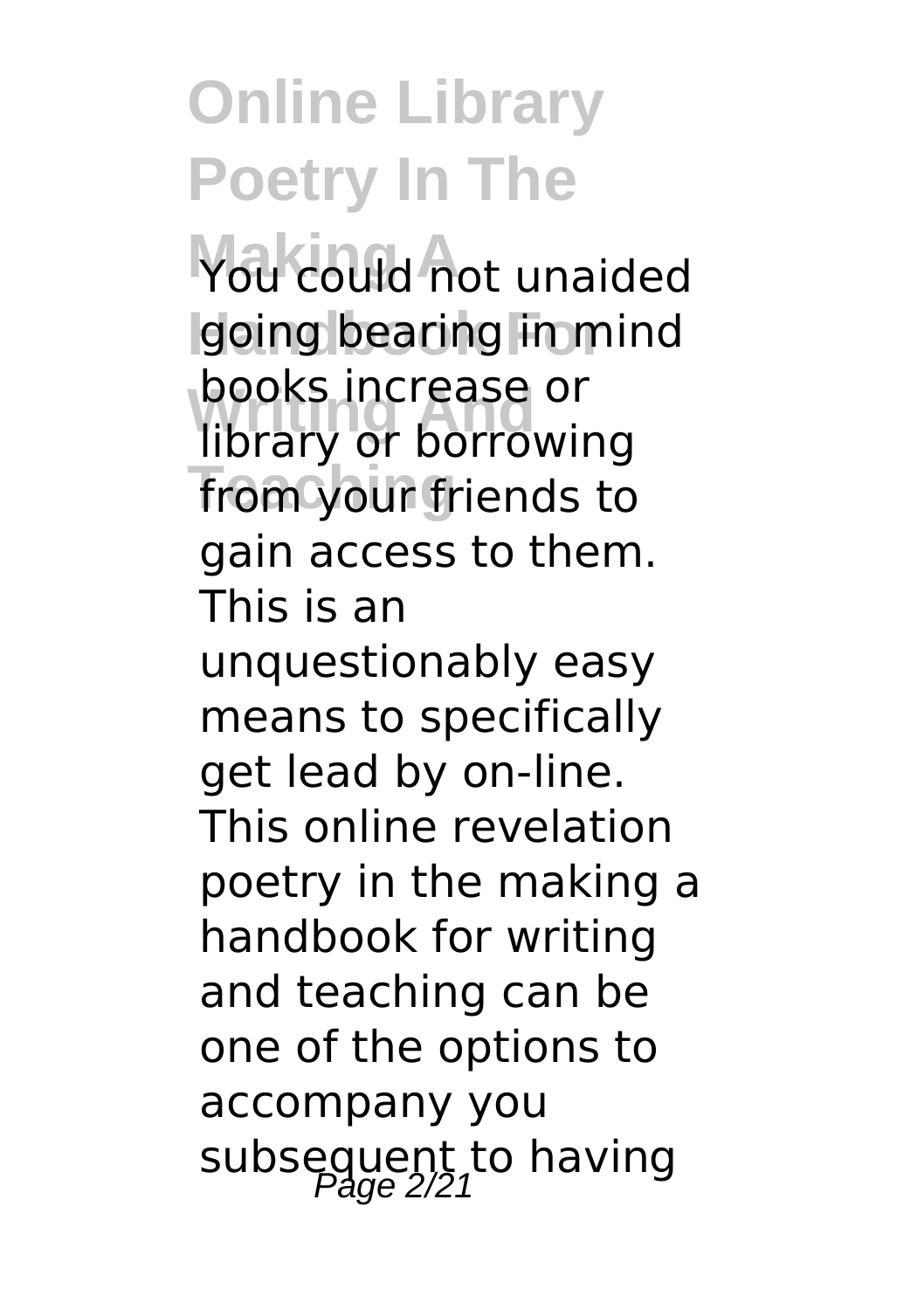You could not unaided going bearing in mind books increase or library or borrowing from your friends to gain access to them. This is an unquestionably easy means to specifically get lead by on-line. This online revelation poetry in the making a handbook for writing and teaching can be one of the options to accompany you subsequent to having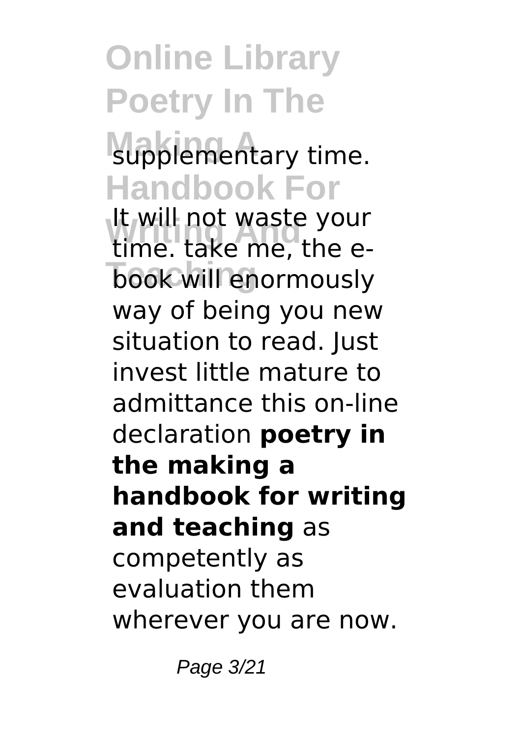supplementary time.

It will not waste your time. take me, the e-book will enormously way of being you new situation to read. Just invest little mature to admittance this on-line declaration **poetry in the making a handbook for writing and teaching** as competently as evaluation them wherever you are now.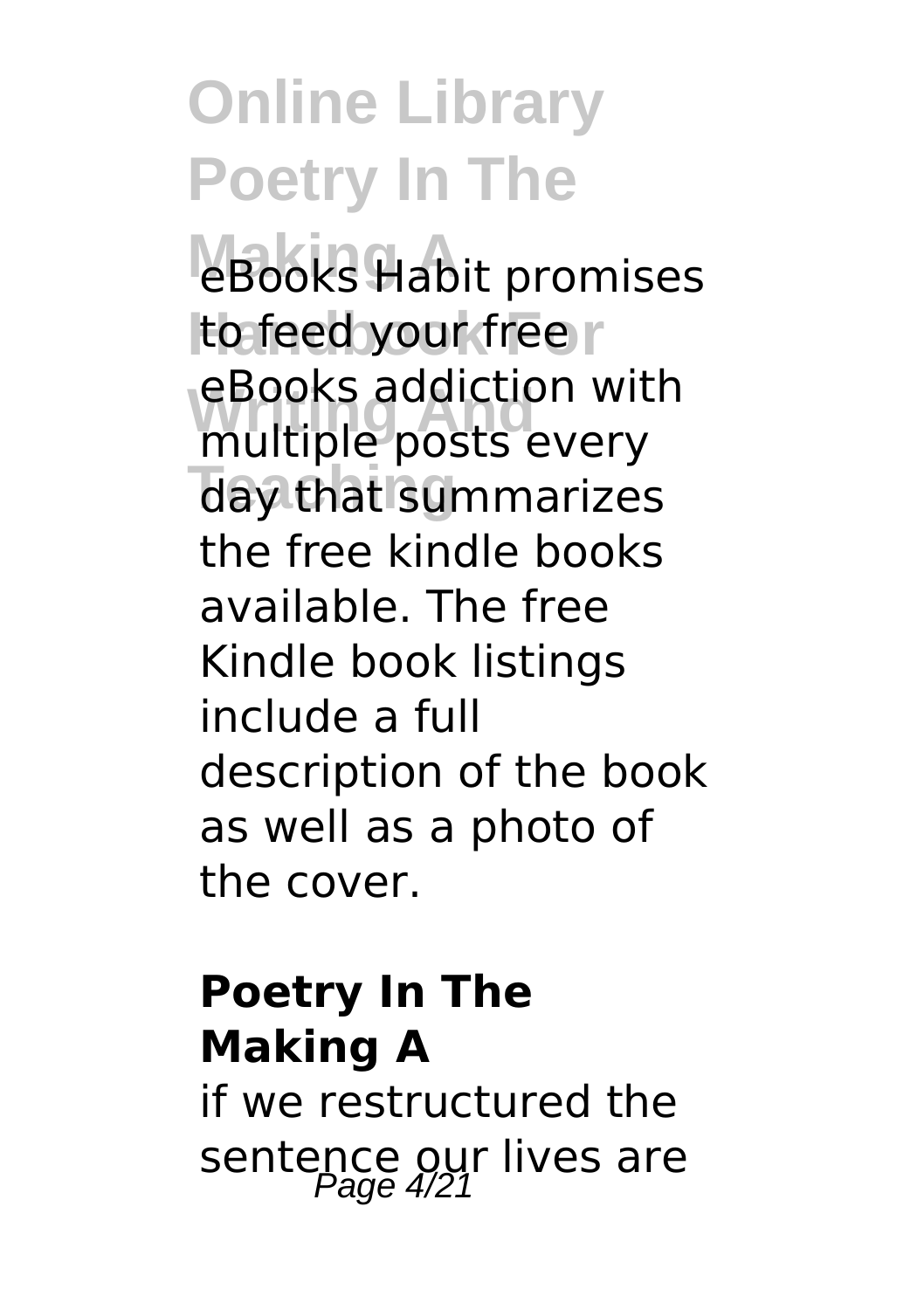eBooks Habit promises to feed your free eBooks addiction with multiple posts every day that summarizes the free kindle books available. The free Kindle book listings include a full description of the book as well as a photo of the cover.

## Poetry In The Making A

if we restructured the sentence our lives are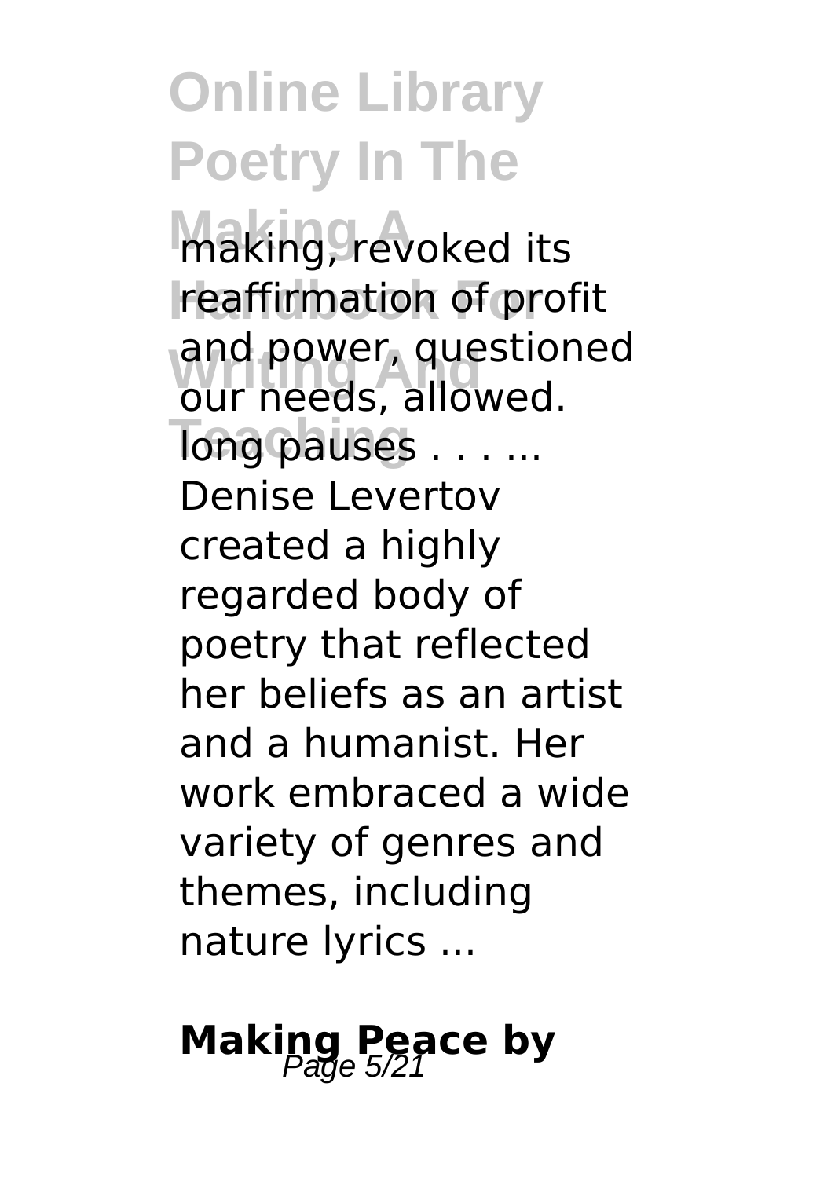making, revoked its reaffirmation of profit and power, questioned our needs, allowed. long pauses . . . ... Denise Levertov created a highly regarded body of poetry that reflected her beliefs as an artist and a humanist. Her work embraced a wide variety of genres and themes, including nature lyrics ...

## Making Peace by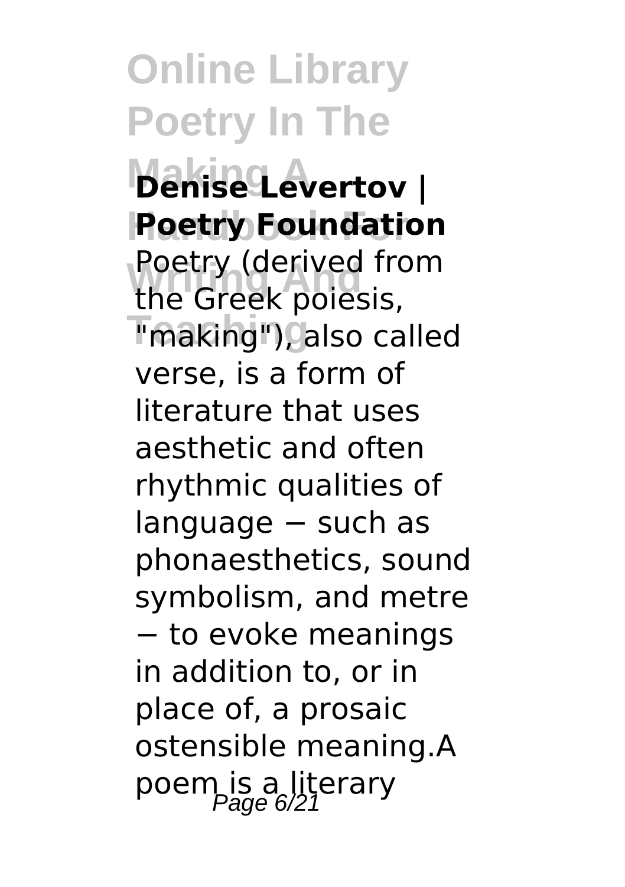**Denise Levertov | Poetry Foundation**

Poetry (derived from the Greek poiesis, "making"), also called verse, is a form of literature that uses aesthetic and often rhythmic qualities of language − such as phonaesthetics, sound symbolism, and metre − to evoke meanings in addition to, or in place of, a prosaic ostensible meaning.A poem is a literary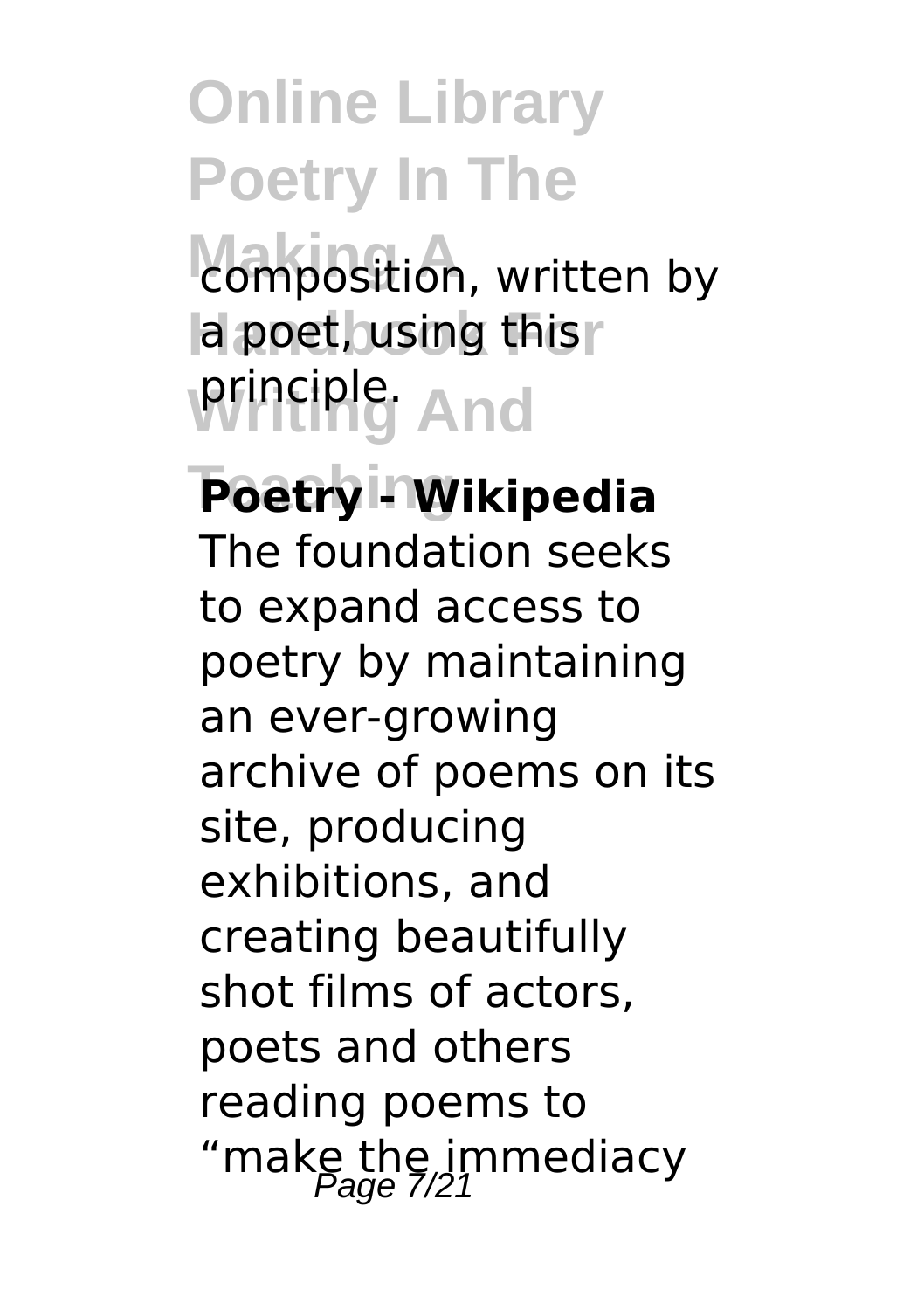composition, written by a poet, using this principle.

**Poetry - Wikipedia**

The foundation seeks to expand access to poetry by maintaining an ever-growing archive of poems on its site, producing exhibitions, and creating beautifully shot films of actors, poets and others reading poems to "make the immediacy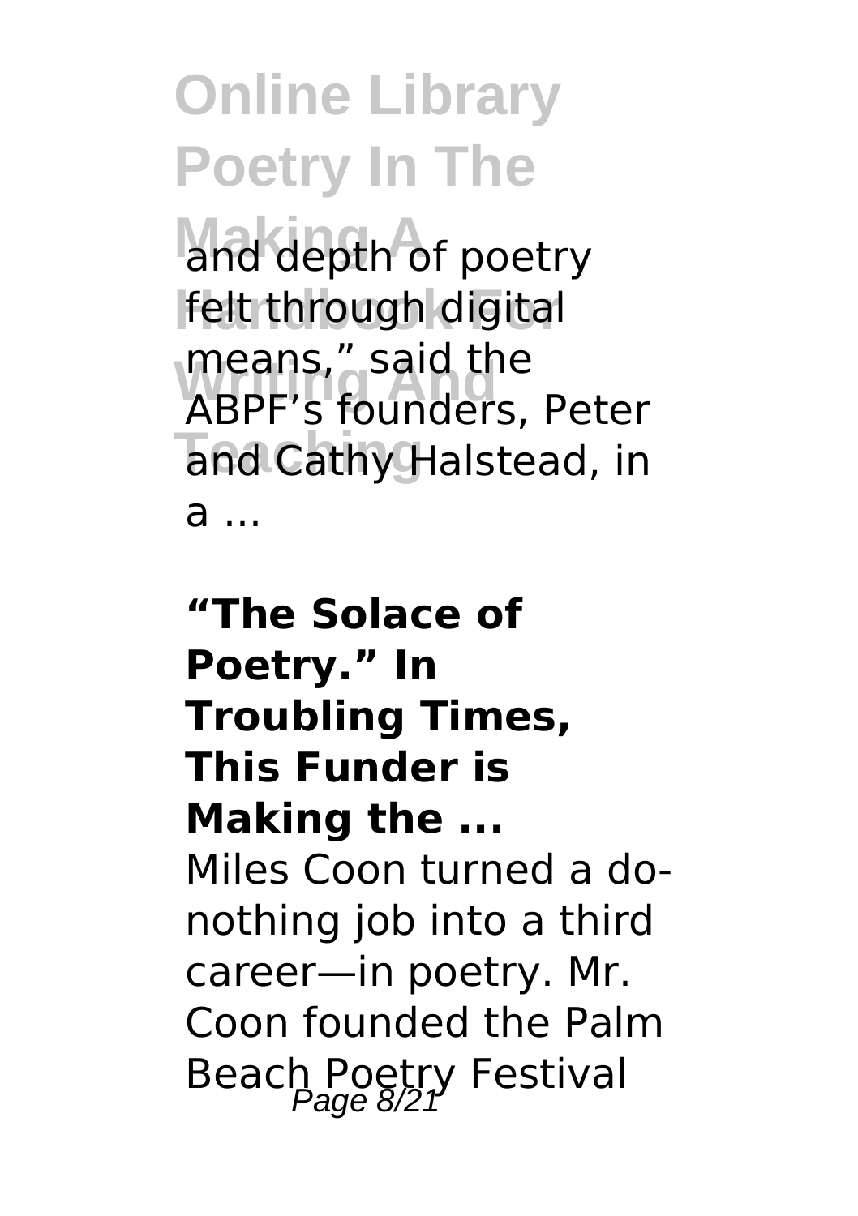and depth of poetry felt through digital means," said the ABPF's founders, Peter and Cathy Halstead, in a ...

**"The Solace of Poetry." In Troubling Times, This Funder is Making the ...**

Miles Coon turned a do-nothing job into a third career—in poetry. Mr. Coon founded the Palm Beach Poetry Festival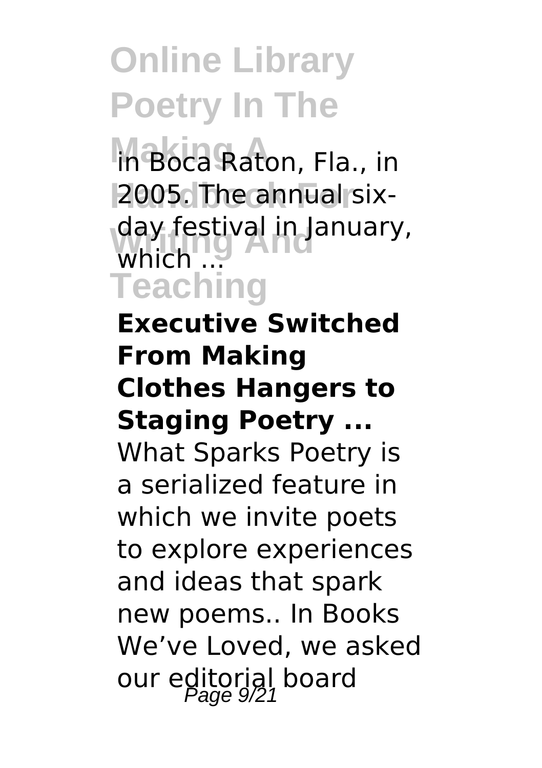in Boca Raton, Fla., in 2005. The annual six-day festival in January, which ...

**Executive Switched From Making Clothes Hangers to Staging Poetry ...**

What Sparks Poetry is a serialized feature in which we invite poets to explore experiences and ideas that spark new poems.. In Books We've Loved, we asked our editorial board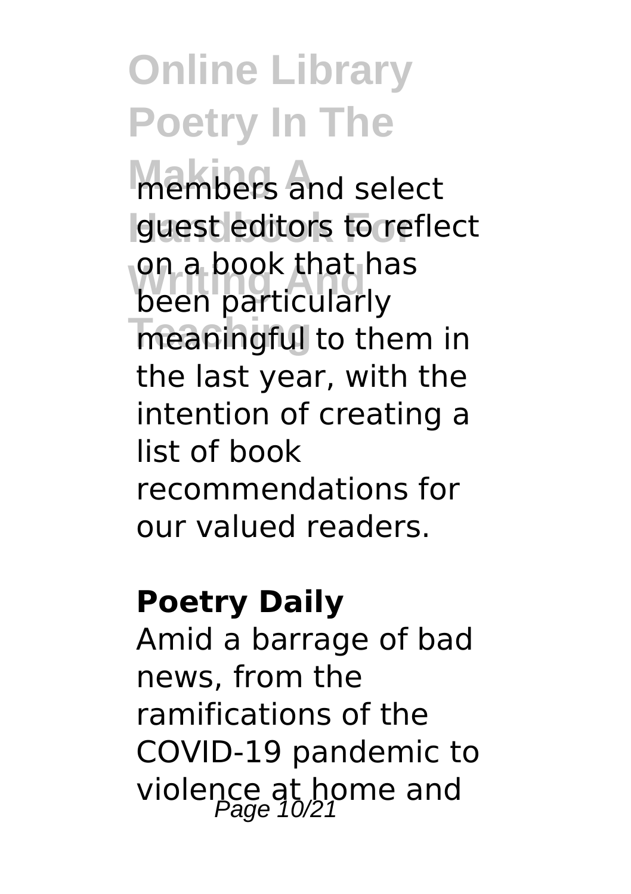members and select guest editors to reflect on a book that has been particularly meaningful to them in the last year, with the intention of creating a list of book recommendations for our valued readers.

**Poetry Daily**

Amid a barrage of bad news, from the ramifications of the COVID-19 pandemic to violence at home and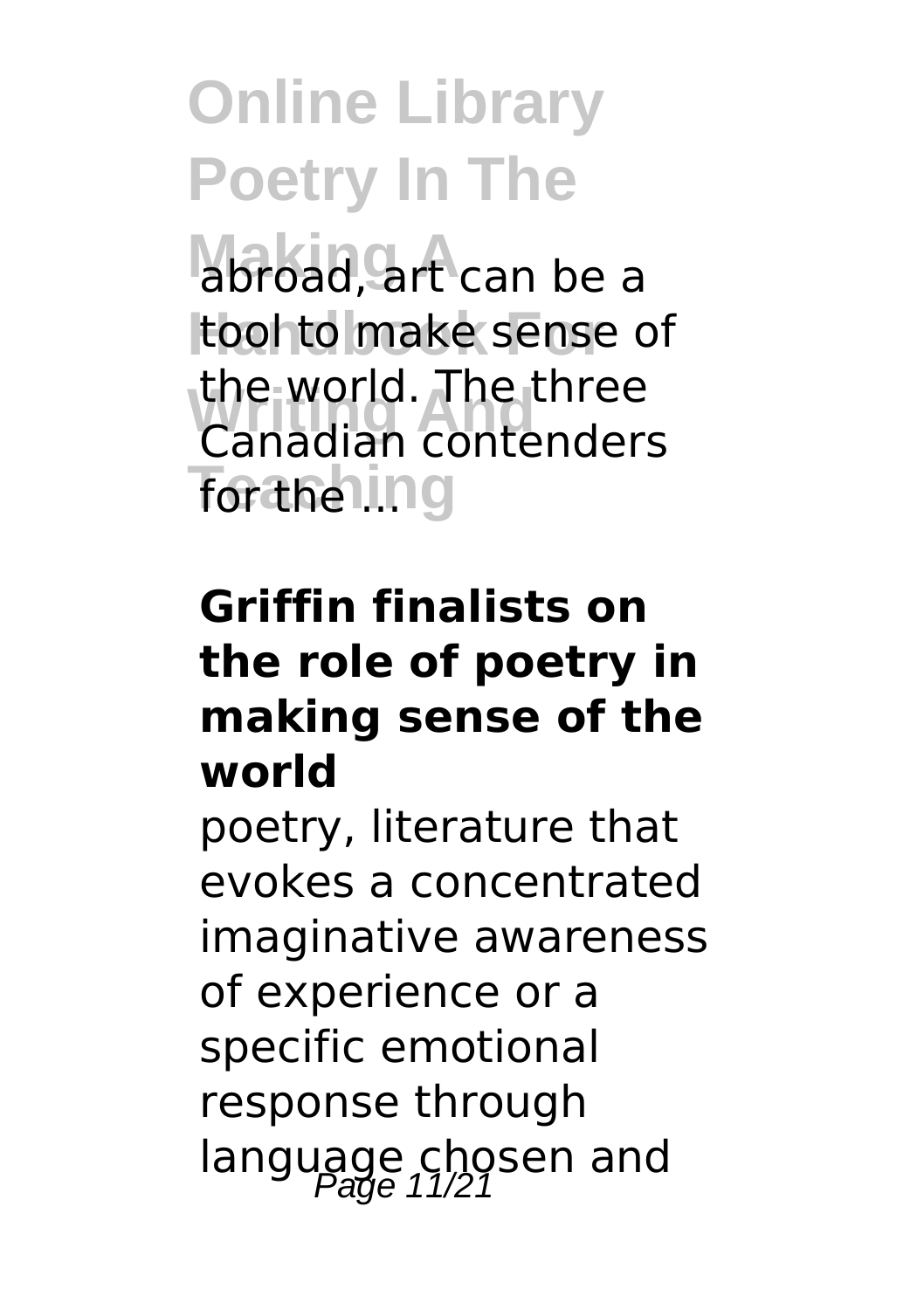abroad, art can be a tool to make sense of the world. The three Canadian contenders for the ...

**Griffin finalists on the role of poetry in making sense of the world**

poetry, literature that evokes a concentrated imaginative awareness of experience or a specific emotional response through language chosen and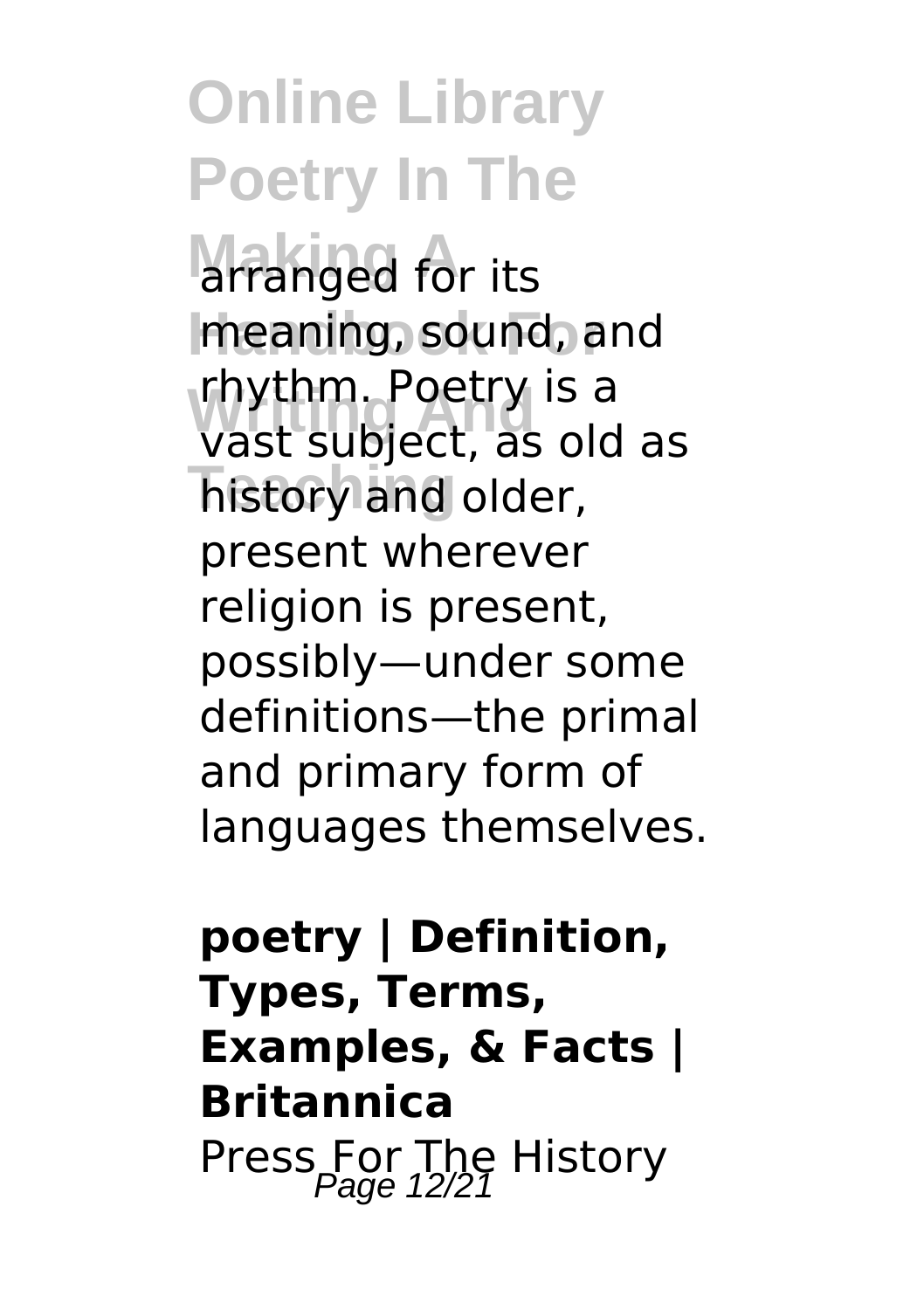arranged for its meaning, sound, and rhythm. Poetry is a vast subject, as old as history and older, present wherever religion is present, possibly—under some definitions—the primal and primary form of languages themselves.

**poetry | Definition, Types, Terms, Examples, & Facts | Britannica**

Press For The History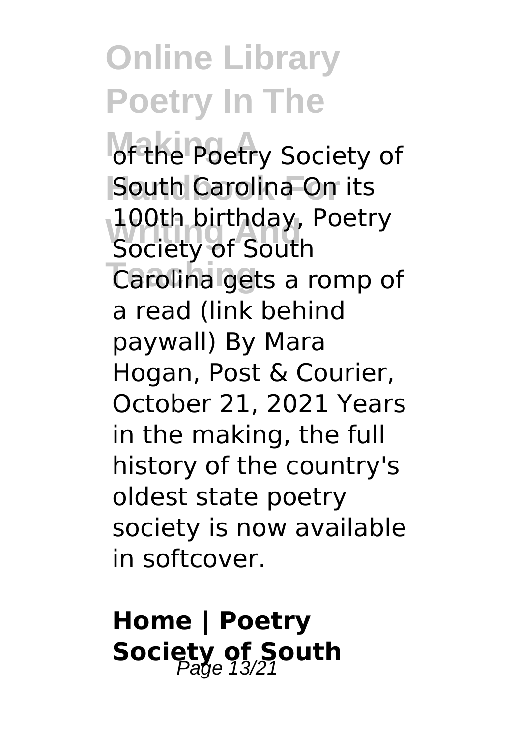of the Poetry Society of South Carolina On its 100th birthday, Poetry Society of South Carolina gets a romp of a read (link behind paywall) By Mara Hogan, Post & Courier, October 21, 2021 Years in the making, the full history of the country's oldest state poetry society is now available in softcover.

## Home | Poetry Society of South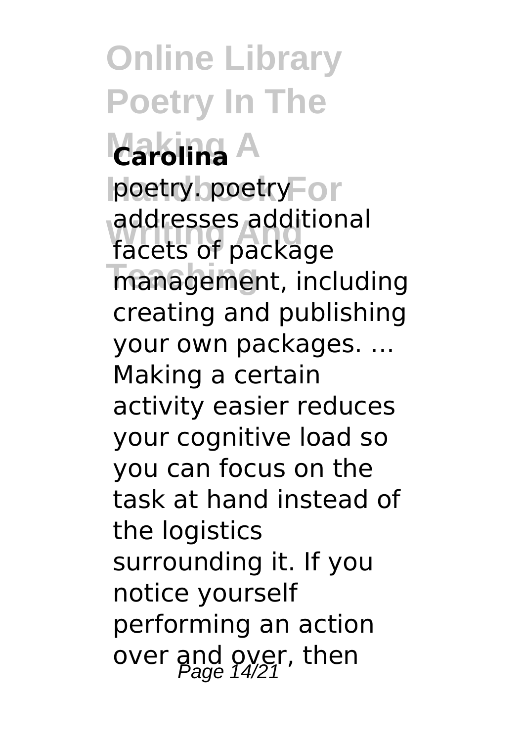**Carolina**

poetry. poetry addresses additional facets of package management, including creating and publishing your own packages. ... Making a certain activity easier reduces your cognitive load so you can focus on the task at hand instead of the logistics surrounding it. If you notice yourself performing an action over and over, then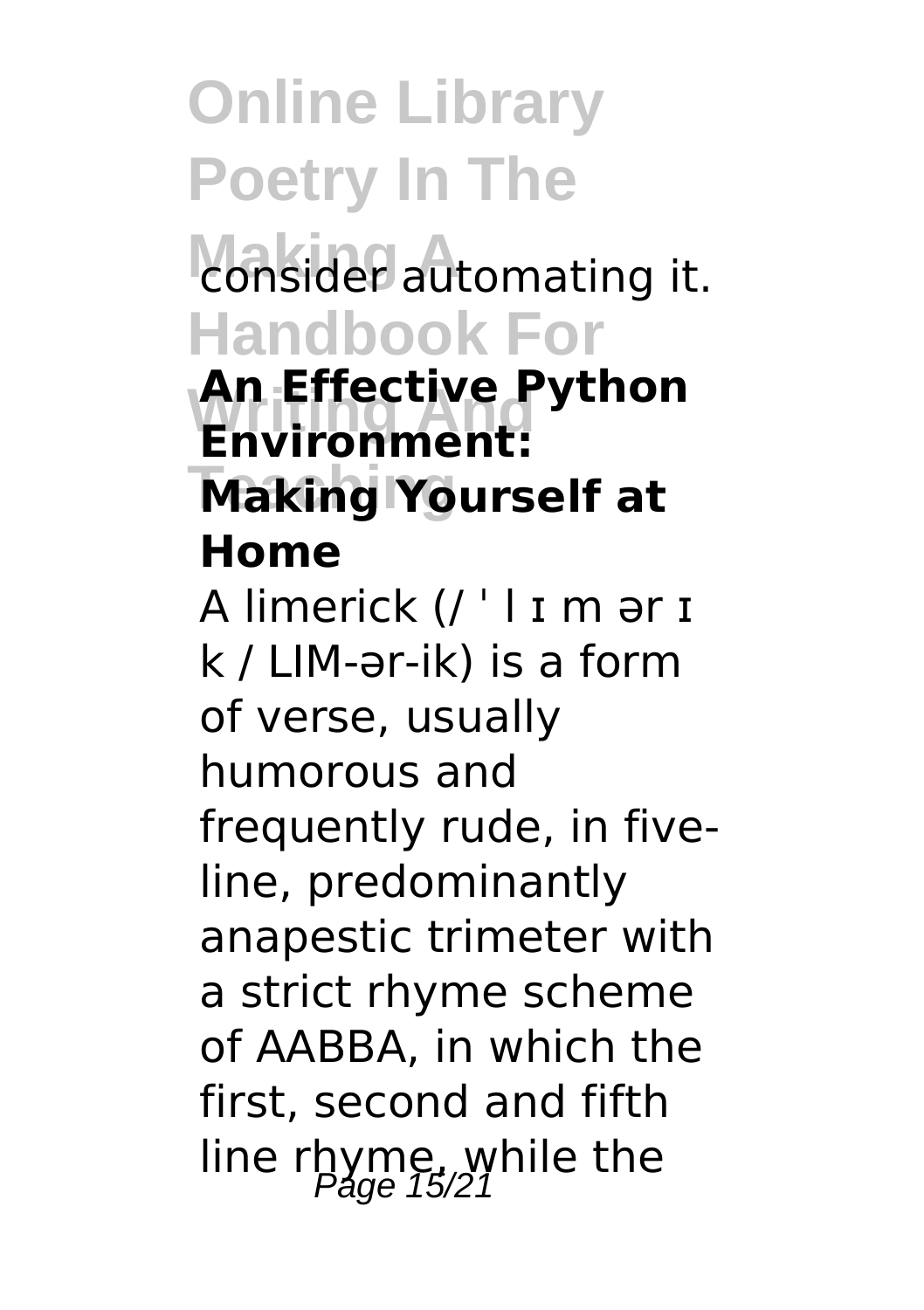consider automating it.

**An Effective Python Environment: Making Yourself at Home**

A limerick (/ ˈ l ɪ m ər ɪ k / LIM-ər-ik) is a form of verse, usually humorous and frequently rude, in five-line, predominantly anapestic trimeter with a strict rhyme scheme of AABBA, in which the first, second and fifth line rhyme, while the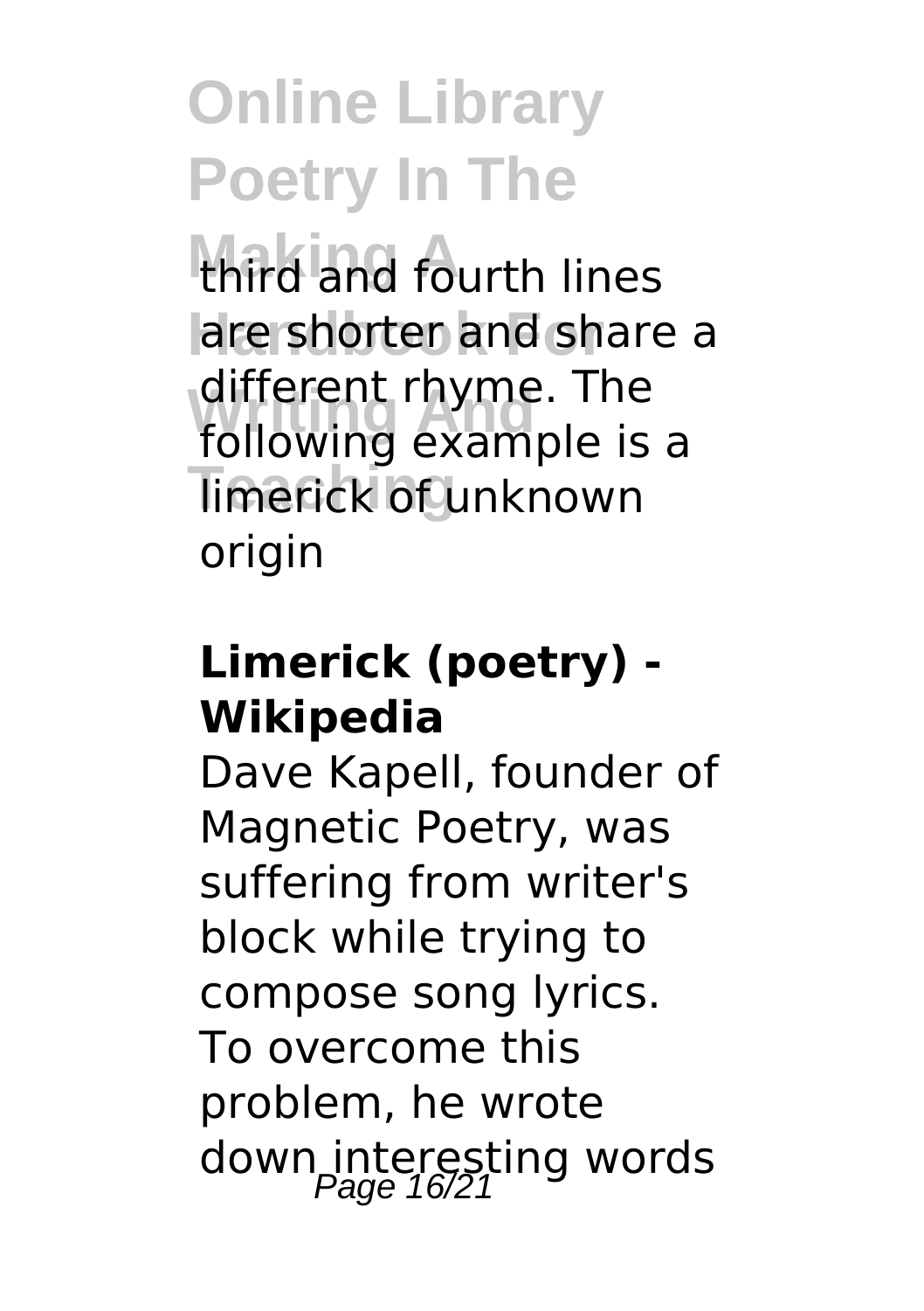third and fourth lines are shorter and share a different rhyme. The following example is a limerick of unknown origin

**Limerick (poetry) - Wikipedia**

Dave Kapell, founder of Magnetic Poetry, was suffering from writer's block while trying to compose song lyrics. To overcome this problem, he wrote down interesting words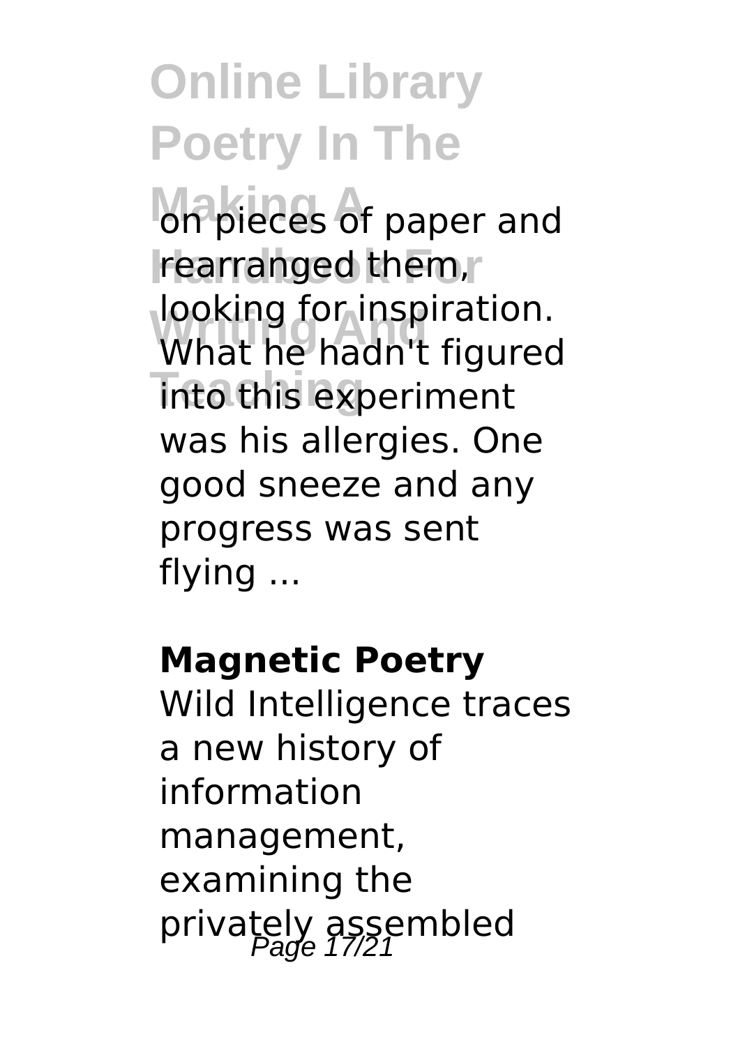on pieces of paper and rearranged them, looking for inspiration. What he hadn't figured into this experiment was his allergies. One good sneeze and any progress was sent flying ...

**Magnetic Poetry**

Wild Intelligence traces a new history of information management, examining the privately assembled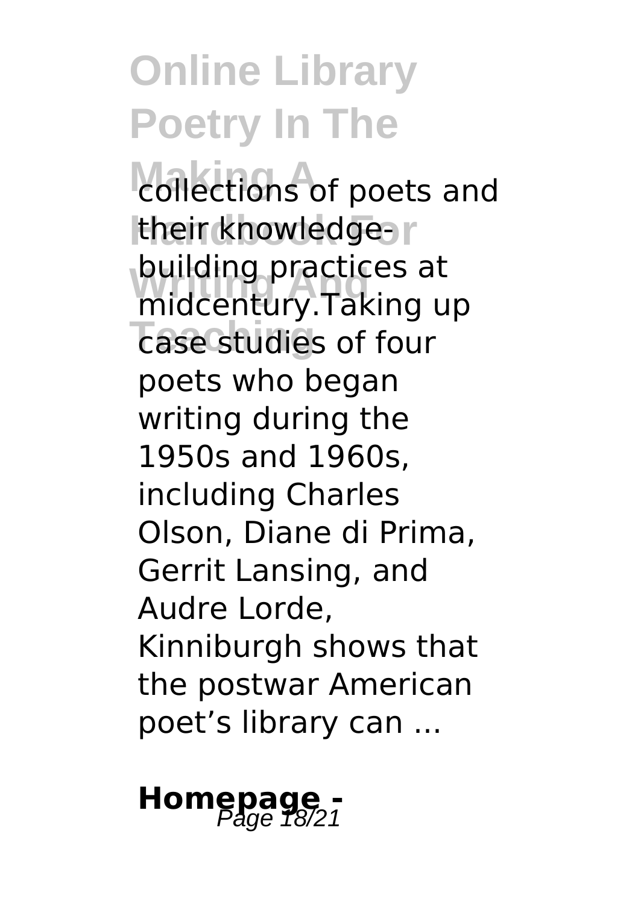collections of poets and their knowledge-building practices at midcentury.Taking up case studies of four poets who began writing during the 1950s and 1960s, including Charles Olson, Diane di Prima, Gerrit Lansing, and Audre Lorde, Kinniburgh shows that the postwar American poet's library can ...

## **Homepage -**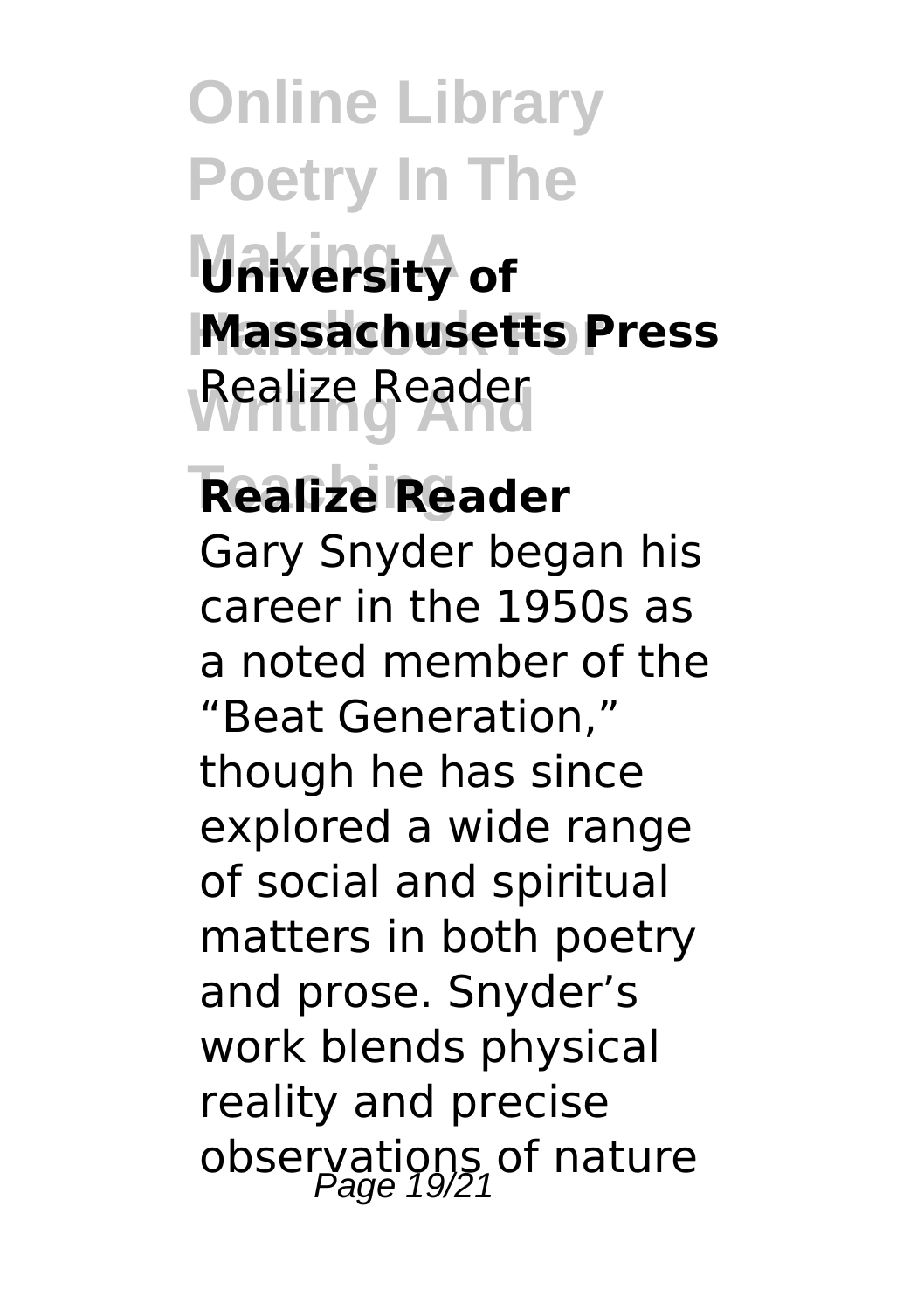**University of Massachusetts Press**

Realize Reader

## Realize Reader

Gary Snyder began his career in the 1950s as a noted member of the "Beat Generation," though he has since explored a wide range of social and spiritual matters in both poetry and prose. Snyder's work blends physical reality and precise observations of nature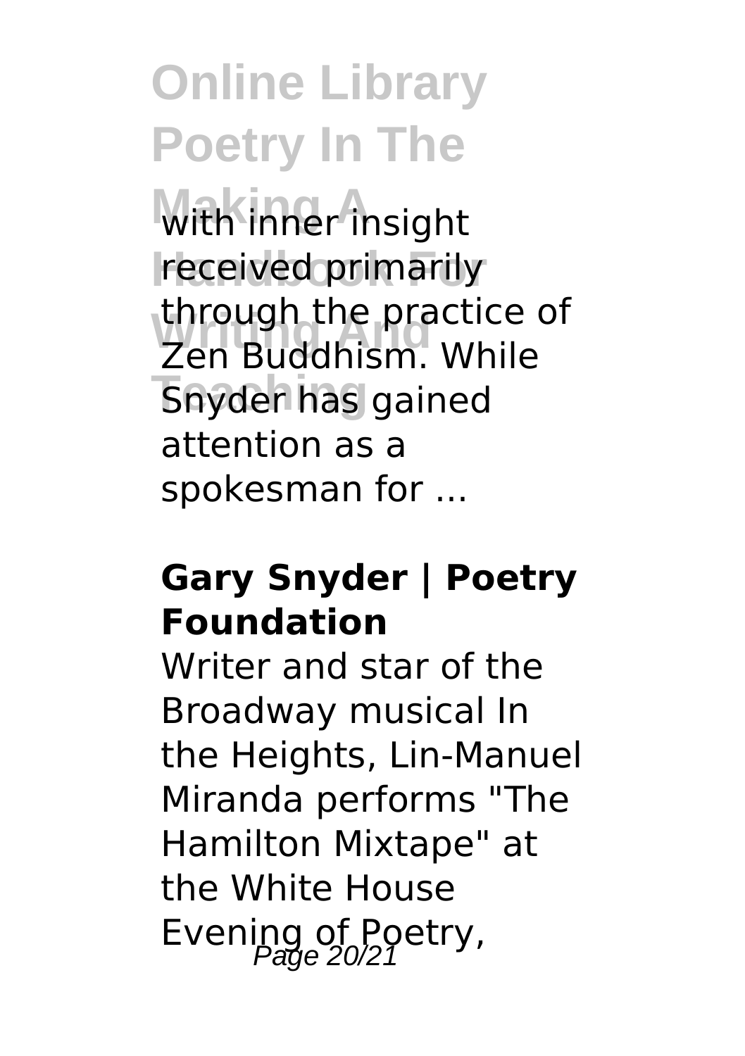with inner insight received primarily through the practice of Zen Buddhism. While Snyder has gained attention as a spokesman for ...

**Gary Snyder | Poetry Foundation**

Writer and star of the Broadway musical In the Heights, Lin-Manuel Miranda performs "The Hamilton Mixtape" at the White House Evening of Poetry,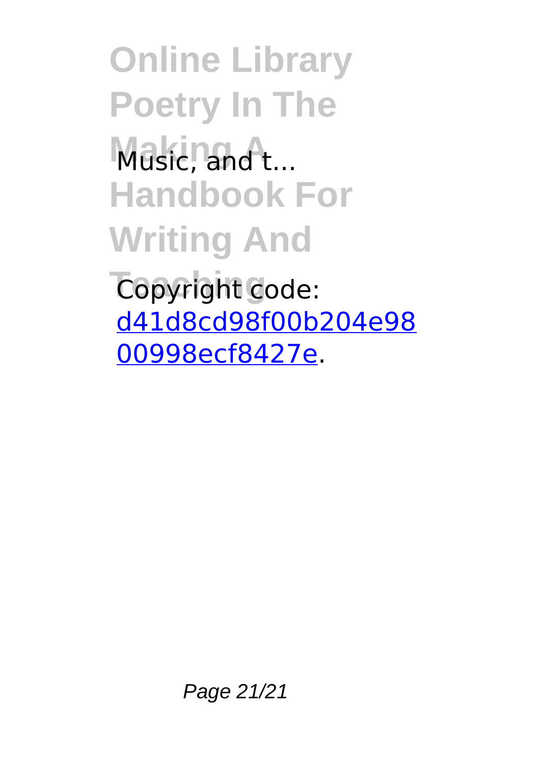Music, and t...

Copyright code: [d41d8cd98f00b204e9800998ecf8427e](d41d8cd98f00b204e9800998ecf8427e).